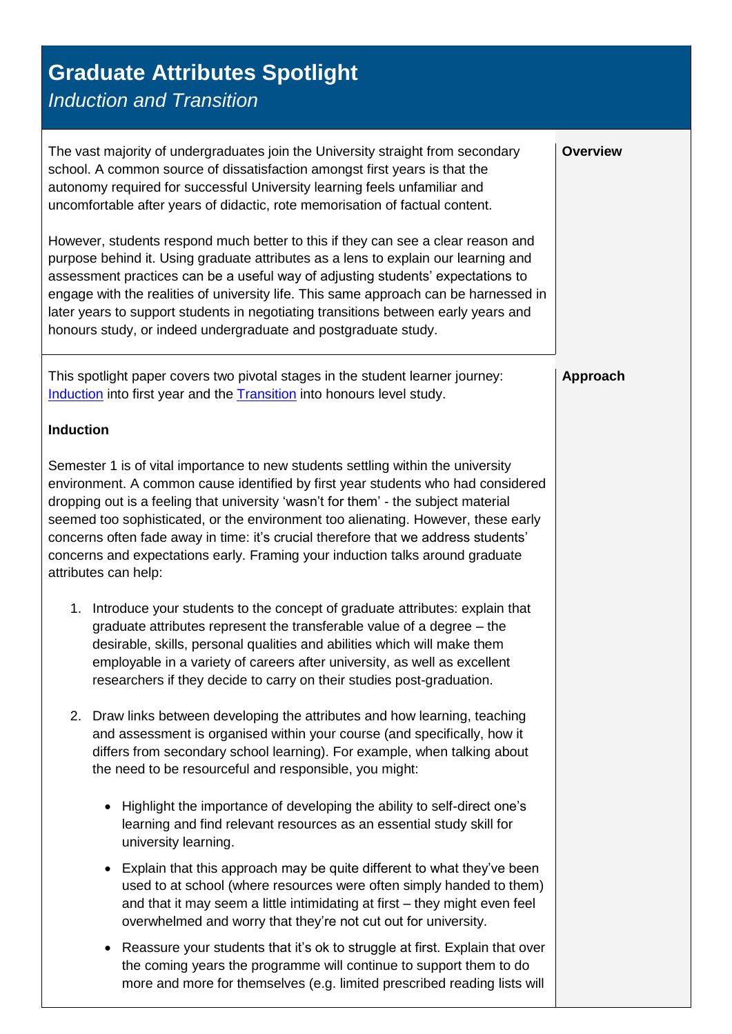# Graduate Attributes Spotlight

## *Induction and Transition*

### Overview

The vast majority of undergraduates join the University straight from secondary school. A common source of dissatisfaction amongst first years is that the autonomy required for successful University learning feels unfamiliar and uncomfortable after years of didactic, rote memorisation of factual content.

However, students respond much better to this if they can see a clear reason and purpose behind it. Using graduate attributes as a lens to explain our learning and assessment practices can be a useful way of adjusting students' expectations to engage with the realities of university life. This same approach can be harnessed in later years to support students in negotiating transitions between early years and honours study, or indeed undergraduate and postgraduate study.

### Approach

This spotlight paper covers two pivotal stages in the student learner journey: [Induction] into first year and the [Transition] into honours level study.

**Induction**

Semester 1 is of vital importance to new students settling within the university environment. A common cause identified by first year students who had considered dropping out is a feeling that university 'wasn't for them' - the subject material seemed too sophisticated, or the environment too alienating. However, these early concerns often fade away in time: it's crucial therefore that we address students' concerns and expectations early. Framing your induction talks around graduate attributes can help:

1. Introduce your students to the concept of graduate attributes: explain that graduate attributes represent the transferable value of a degree – the desirable, skills, personal qualities and abilities which will make them employable in a variety of careers after university, as well as excellent researchers if they decide to carry on their studies post-graduation.

2. Draw links between developing the attributes and how learning, teaching and assessment is organised within your course (and specifically, how it differs from secondary school learning). For example, when talking about the need to be resourceful and responsible, you might:

    - Highlight the importance of developing the ability to self-direct one's learning and find relevant resources as an essential study skill for university learning.

    - Explain that this approach may be quite different to what they've been used to at school (where resources were often simply handed to them) and that it may seem a little intimidating at first – they might even feel overwhelmed and worry that they're not cut out for university.

    - Reassure your students that it's ok to struggle at first. Explain that over the coming years the programme will continue to support them to do more and more for themselves (e.g. limited prescribed reading lists will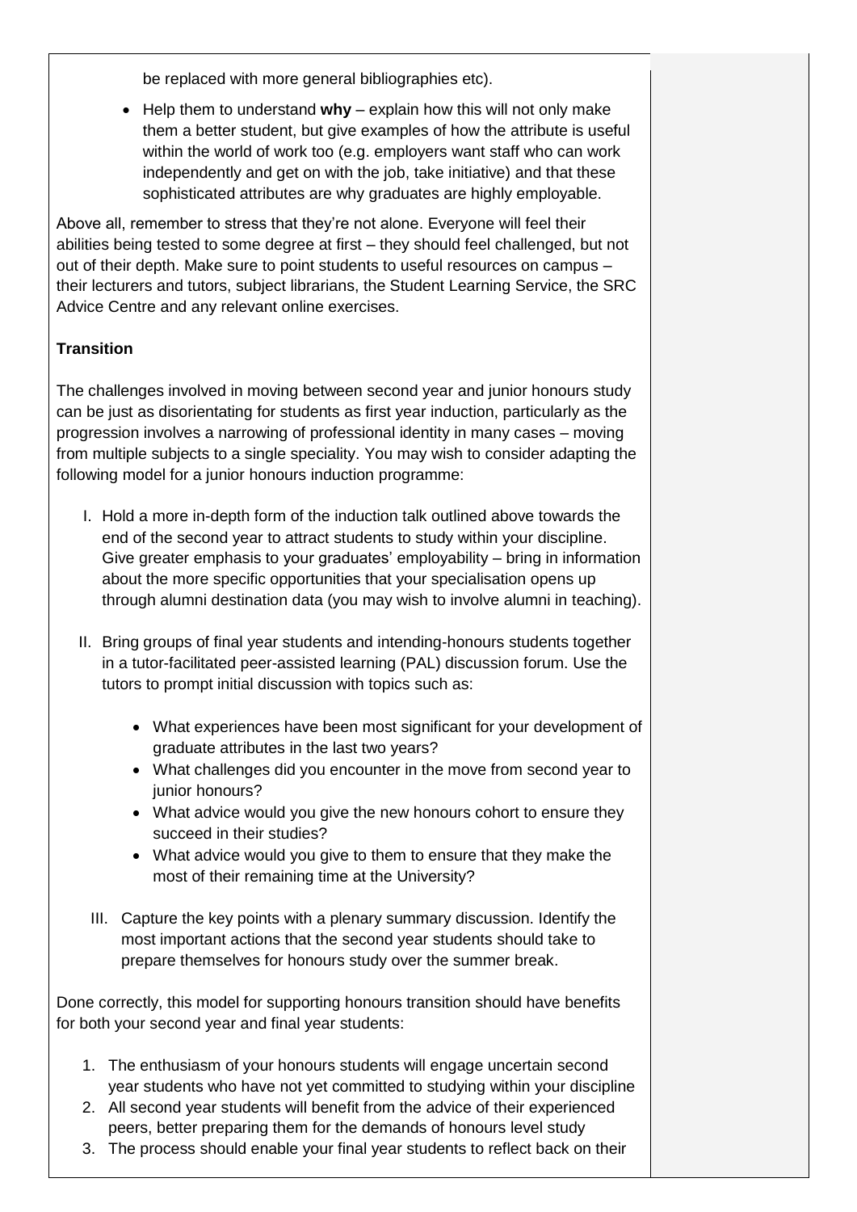be replaced with more general bibliographies etc).

- Help them to understand **why** – explain how this will not only make them a better student, but give examples of how the attribute is useful within the world of work too (e.g. employers want staff who can work independently and get on with the job, take initiative) and that these sophisticated attributes are why graduates are highly employable.

Above all, remember to stress that they're not alone. Everyone will feel their abilities being tested to some degree at first – they should feel challenged, but not out of their depth. Make sure to point students to useful resources on campus – their lecturers and tutors, subject librarians, the Student Learning Service, the SRC Advice Centre and any relevant online exercises.

**Transition**

The challenges involved in moving between second year and junior honours study can be just as disorientating for students as first year induction, particularly as the progression involves a narrowing of professional identity in many cases – moving from multiple subjects to a single speciality. You may wish to consider adapting the following model for a junior honours induction programme:

I. Hold a more in-depth form of the induction talk outlined above towards the end of the second year to attract students to study within your discipline. Give greater emphasis to your graduates' employability – bring in information about the more specific opportunities that your specialisation opens up through alumni destination data (you may wish to involve alumni in teaching).

II. Bring groups of final year students and intending-honours students together in a tutor-facilitated peer-assisted learning (PAL) discussion forum. Use the tutors to prompt initial discussion with topics such as:

    - What experiences have been most significant for your development of graduate attributes in the last two years?
    - What challenges did you encounter in the move from second year to junior honours?
    - What advice would you give the new honours cohort to ensure they succeed in their studies?
    - What advice would you give to them to ensure that they make the most of their remaining time at the University?

III. Capture the key points with a plenary summary discussion. Identify the most important actions that the second year students should take to prepare themselves for honours study over the summer break.

Done correctly, this model for supporting honours transition should have benefits for both your second year and final year students:

1. The enthusiasm of your honours students will engage uncertain second year students who have not yet committed to studying within your discipline
2. All second year students will benefit from the advice of their experienced peers, better preparing them for the demands of honours level study
3. The process should enable your final year students to reflect back on their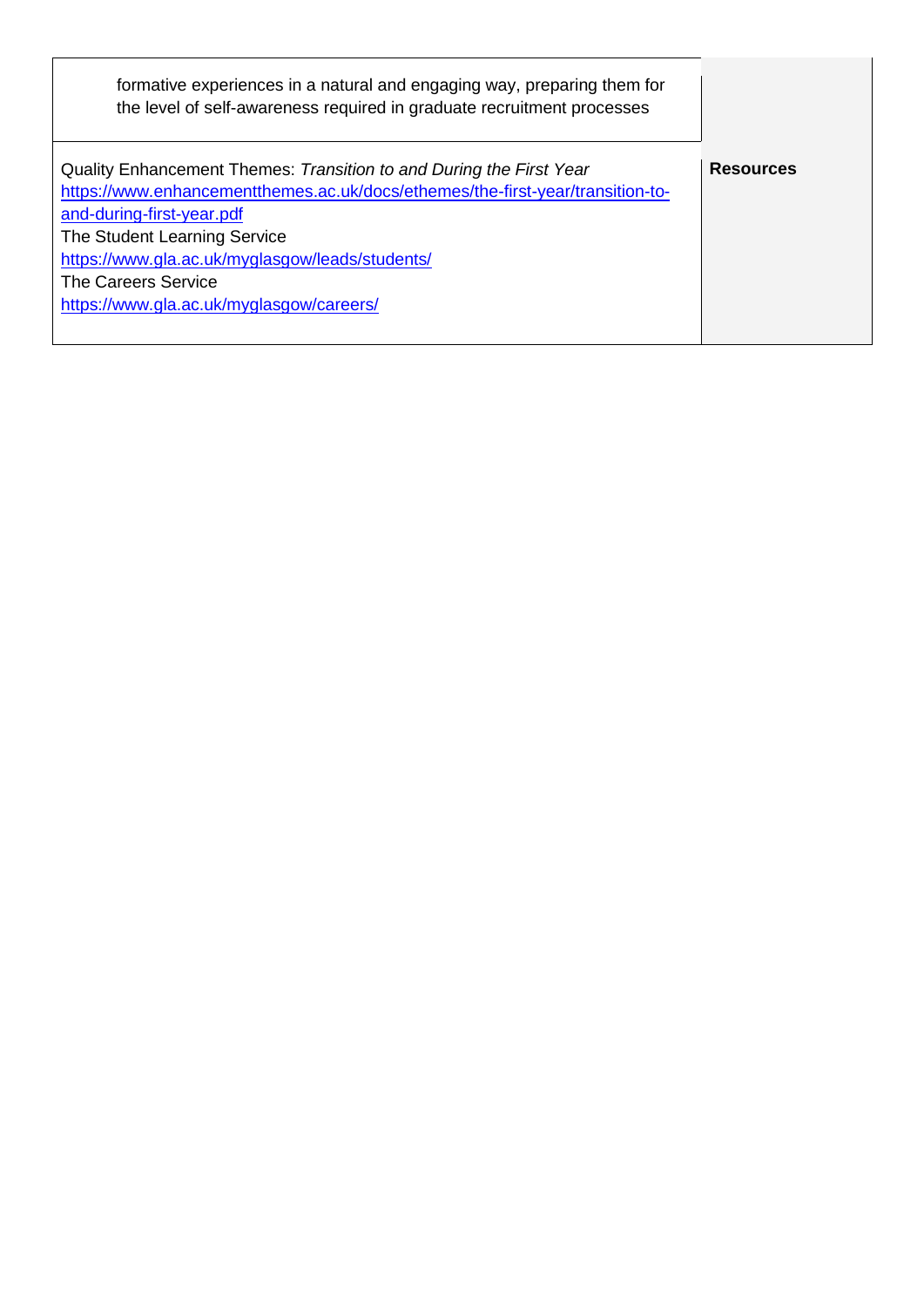| | |
|---|---|
| formative experiences in a natural and engaging way, preparing them for the level of self-awareness required in graduate recruitment processes | |
| Quality Enhancement Themes: *Transition to and During the First Year* [https://www.enhancementthemes.ac.uk/docs/ethemes/the-first-year/transition-to-and-during-first-year.pdf](https://www.enhancementthemes.ac.uk/docs/ethemes/the-first-year/transition-to-and-during-first-year.pdf)<br>The Student Learning Service [https://www.gla.ac.uk/myglasgow/leads/students/](https://www.gla.ac.uk/myglasgow/leads/students/)<br>The Careers Service [https://www.gla.ac.uk/myglasgow/careers/](https://www.gla.ac.uk/myglasgow/careers/) | **Resources** |